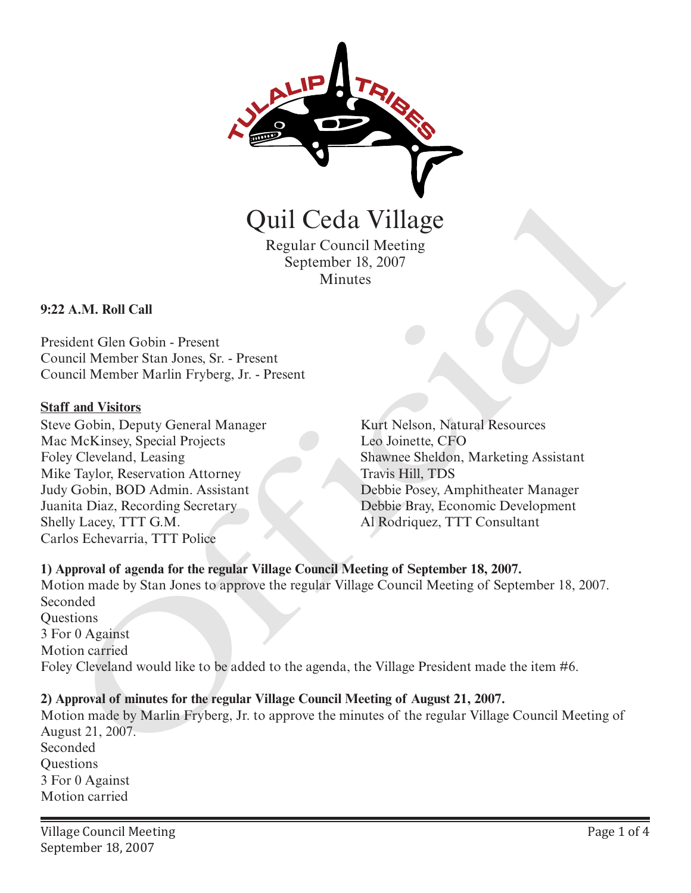# Quil Ceda Village

Regular Council Meeting
September 18, 2007
Minutes

**9:22 A.M. Roll Call**

President Glen Gobin - Present
Council Member Stan Jones, Sr. - Present
Council Member Marlin Fryberg, Jr. - Present

**Staff and Visitors**

Steve Gobin, Deputy General Manager
Mac McKinsey, Special Projects
Foley Cleveland, Leasing
Mike Taylor, Reservation Attorney
Judy Gobin, BOD Admin. Assistant
Juanita Diaz, Recording Secretary
Shelly Lacey, TTT G.M.
Carlos Echevarria, TTT Police
Kurt Nelson, Natural Resources
Leo Joinette, CFO
Shawnee Sheldon, Marketing Assistant
Travis Hill, TDS
Debbie Posey, Amphitheater Manager
Debbie Bray, Economic Development
Al Rodriquez, TTT Consultant

**1) Approval of agenda for the regular Village Council Meeting of September 18, 2007.**
Motion made by Stan Jones to approve the regular Village Council Meeting of September 18, 2007.
Seconded
Questions
3 For 0 Against
Motion carried
Foley Cleveland would like to be added to the agenda, the Village President made the item #6.

**2) Approval of minutes for the regular Village Council Meeting of August 21, 2007.**
Motion made by Marlin Fryberg, Jr. to approve the minutes of the regular Village Council Meeting of August 21, 2007.
Seconded
Questions
3 For 0 Against
Motion carried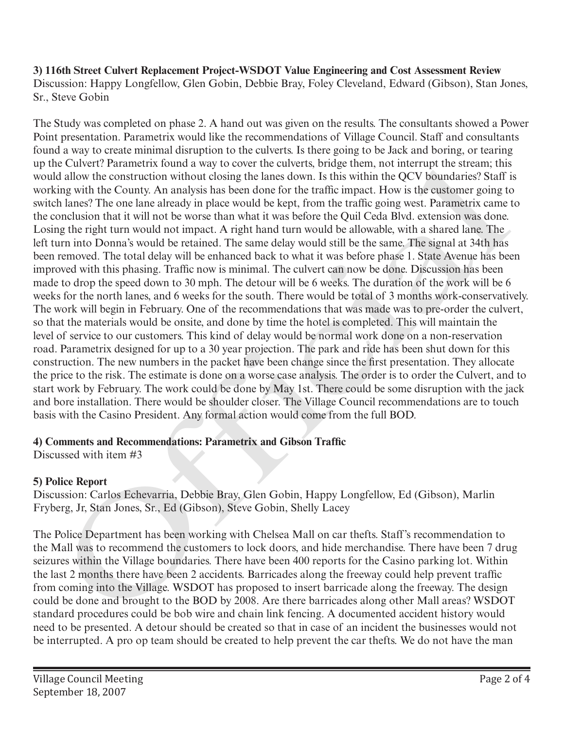**3) 116th Street Culvert Replacement Project-WSDOT Value Engineering and Cost Assessment Review**
Discussion: Happy Longfellow, Glen Gobin, Debbie Bray, Foley Cleveland, Edward (Gibson), Stan Jones, Sr., Steve Gobin

The Study was completed on phase 2. A hand out was given on the results. The consultants showed a Power Point presentation. Parametrix would like the recommendations of Village Council. Staff and consultants found a way to create minimal disruption to the culverts. Is there going to be Jack and boring, or tearing up the Culvert? Parametrix found a way to cover the culverts, bridge them, not interrupt the stream; this would allow the construction without closing the lanes down. Is this within the QCV boundaries? Staff is working with the County. An analysis has been done for the traffic impact. How is the customer going to switch lanes? The one lane already in place would be kept, from the traffic going west. Parametrix came to the conclusion that it will not be worse than what it was before the Quil Ceda Blvd. extension was done. Losing the right turn would not impact. A right hand turn would be allowable, with a shared lane. The left turn into Donna's would be retained. The same delay would still be the same. The signal at 34th has been removed. The total delay will be enhanced back to what it was before phase 1. State Avenue has been improved with this phasing. Traffic now is minimal. The culvert can now be done. Discussion has been made to drop the speed down to 30 mph. The detour will be 6 weeks. The duration of the work will be 6 weeks for the north lanes, and 6 weeks for the south. There would be total of 3 months work-conservatively. The work will begin in February. One of the recommendations that was made was to pre-order the culvert, so that the materials would be onsite, and done by time the hotel is completed. This will maintain the level of service to our customers. This kind of delay would be normal work done on a non-reservation road. Parametrix designed for up to a 30 year projection. The park and ride has been shut down for this construction. The new numbers in the packet have been change since the first presentation. They allocate the price to the risk. The estimate is done on a worse case analysis. The order is to order the Culvert, and to start work by February. The work could be done by May 1st. There could be some disruption with the jack and bore installation. There would be shoulder closer. The Village Council recommendations are to touch basis with the Casino President. Any formal action would come from the full BOD.

**4) Comments and Recommendations: Parametrix and Gibson Traffic**
Discussed with item #3

**5) Police Report**
Discussion: Carlos Echevarria, Debbie Bray, Glen Gobin, Happy Longfellow, Ed (Gibson), Marlin Fryberg, Jr, Stan Jones, Sr., Ed (Gibson), Steve Gobin, Shelly Lacey

The Police Department has been working with Chelsea Mall on car thefts. Staff's recommendation to the Mall was to recommend the customers to lock doors, and hide merchandise. There have been 7 drug seizures within the Village boundaries. There have been 400 reports for the Casino parking lot. Within the last 2 months there have been 2 accidents. Barricades along the freeway could help prevent traffic from coming into the Village. WSDOT has proposed to insert barricade along the freeway. The design could be done and brought to the BOD by 2008. Are there barricades along other Mall areas? WSDOT standard procedures could be bob wire and chain link fencing. A documented accident history would need to be presented. A detour should be created so that in case of an incident the businesses would not be interrupted. A pro op team should be created to help prevent the car thefts. We do not have the man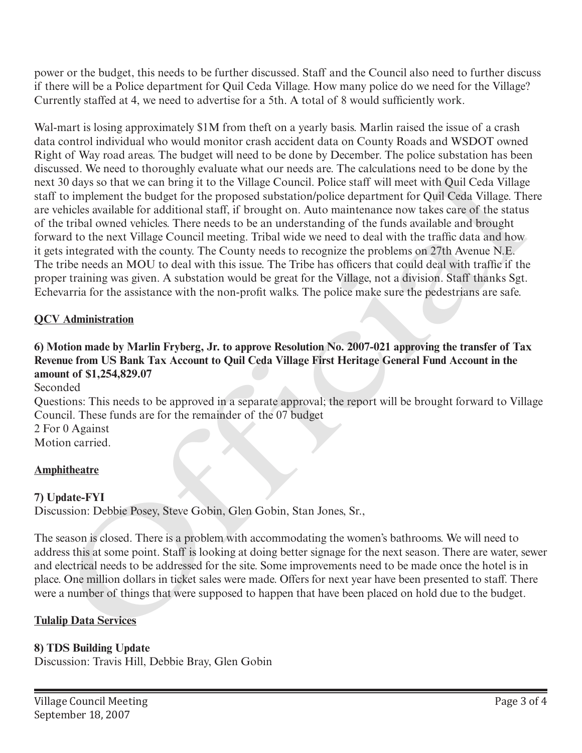power or the budget, this needs to be further discussed. Staff and the Council also need to further discuss if there will be a Police department for Quil Ceda Village. How many police do we need for the Village? Currently staffed at 4, we need to advertise for a 5th. A total of 8 would sufficiently work.

Wal-mart is losing approximately $1M from theft on a yearly basis. Marlin raised the issue of a crash data control individual who would monitor crash accident data on County Roads and WSDOT owned Right of Way road areas. The budget will need to be done by December. The police substation has been discussed. We need to thoroughly evaluate what our needs are. The calculations need to be done by the next 30 days so that we can bring it to the Village Council. Police staff will meet with Quil Ceda Village staff to implement the budget for the proposed substation/police department for Quil Ceda Village. There are vehicles available for additional staff, if brought on. Auto maintenance now takes care of the status of the tribal owned vehicles. There needs to be an understanding of the funds available and brought forward to the next Village Council meeting. Tribal wide we need to deal with the traffic data and how it gets integrated with the county. The County needs to recognize the problems on 27th Avenue N.E. The tribe needs an MOU to deal with this issue. The Tribe has officers that could deal with traffic if the proper training was given. A substation would be great for the Village, not a division. Staff thanks Sgt. Echevarria for the assistance with the non-profit walks. The police make sure the pedestrians are safe.

**QCV Administration**

**6) Motion made by Marlin Fryberg, Jr. to approve Resolution No. 2007-021 approving the transfer of Tax Revenue from US Bank Tax Account to Quil Ceda Village First Heritage General Fund Account in the amount of $1,254,829.07**

Seconded

Questions: This needs to be approved in a separate approval; the report will be brought forward to Village Council. These funds are for the remainder of the 07 budget

2 For 0 Against

Motion carried.

**Amphitheatre**

**7) Update-FYI**

Discussion: Debbie Posey, Steve Gobin, Glen Gobin, Stan Jones, Sr.,

The season is closed. There is a problem with accommodating the women's bathrooms. We will need to address this at some point. Staff is looking at doing better signage for the next season. There are water, sewer and electrical needs to be addressed for the site. Some improvements need to be made once the hotel is in place. One million dollars in ticket sales were made. Offers for next year have been presented to staff. There were a number of things that were supposed to happen that have been placed on hold due to the budget.

**Tulalip Data Services**

**8) TDS Building Update**

Discussion: Travis Hill, Debbie Bray, Glen Gobin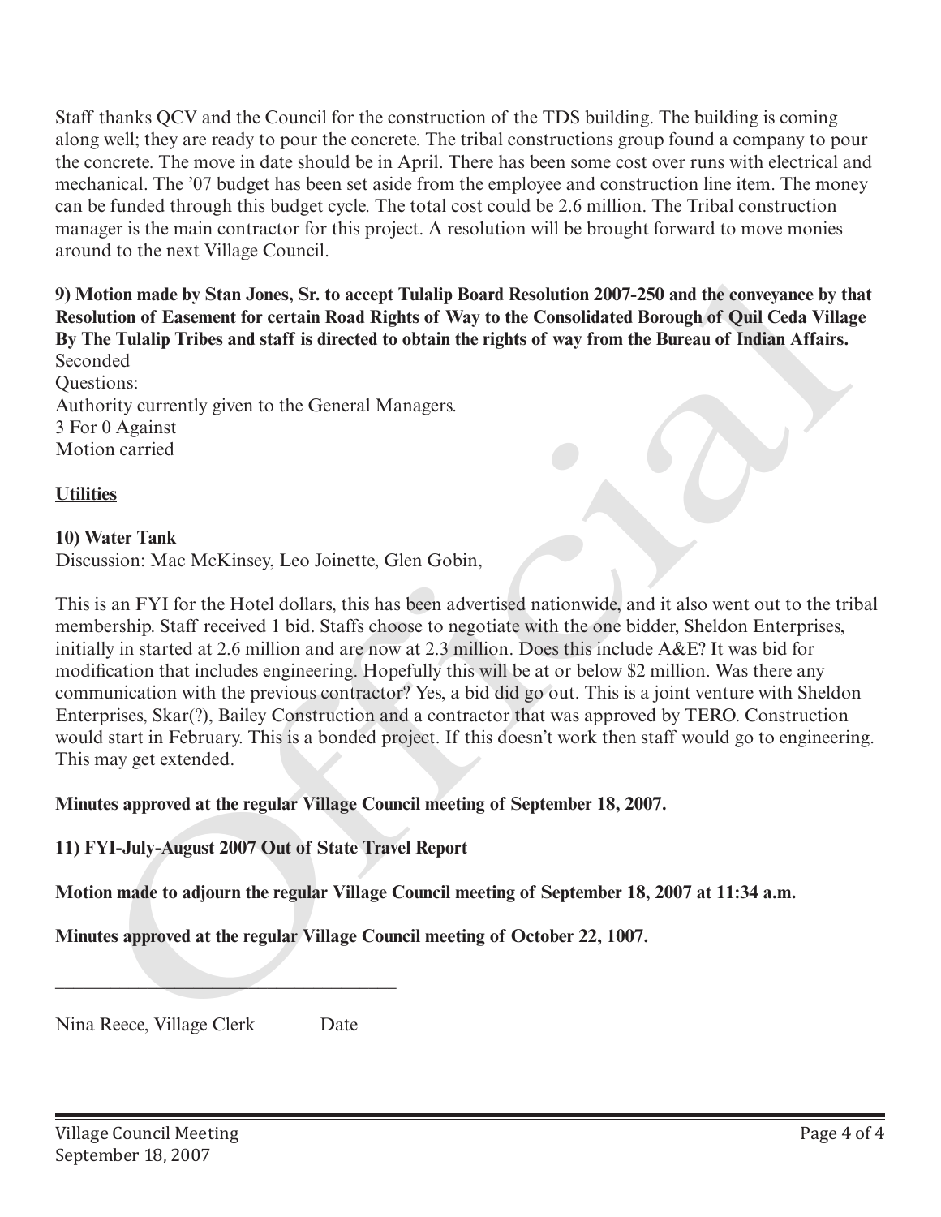Staff thanks QCV and the Council for the construction of the TDS building. The building is coming along well; they are ready to pour the concrete. The tribal constructions group found a company to pour the concrete. The move in date should be in April. There has been some cost over runs with electrical and mechanical. The '07 budget has been set aside from the employee and construction line item. The money can be funded through this budget cycle. The total cost could be 2.6 million. The Tribal construction manager is the main contractor for this project. A resolution will be brought forward to move monies around to the next Village Council.

**9) Motion made by Stan Jones, Sr. to accept Tulalip Board Resolution 2007-250 and the conveyance by that Resolution of Easement for certain Road Rights of Way to the Consolidated Borough of Quil Ceda Village By The Tulalip Tribes and staff is directed to obtain the rights of way from the Bureau of Indian Affairs.**
Seconded
Questions:
Authority currently given to the General Managers.
3 For 0 Against
Motion carried

**Utilities**

**10) Water Tank**
Discussion: Mac McKinsey, Leo Joinette, Glen Gobin,

This is an FYI for the Hotel dollars, this has been advertised nationwide, and it also went out to the tribal membership. Staff received 1 bid. Staffs choose to negotiate with the one bidder, Sheldon Enterprises, initially in started at 2.6 million and are now at 2.3 million. Does this include A&E? It was bid for modification that includes engineering. Hopefully this will be at or below $2 million. Was there any communication with the previous contractor? Yes, a bid did go out. This is a joint venture with Sheldon Enterprises, Skar(?), Bailey Construction and a contractor that was approved by TERO. Construction would start in February. This is a bonded project. If this doesn't work then staff would go to engineering. This may get extended.

**Minutes approved at the regular Village Council meeting of September 18, 2007.**

**11) FYI-July-August 2007 Out of State Travel Report**

**Motion made to adjourn the regular Village Council meeting of September 18, 2007 at 11:34 a.m.**

**Minutes approved at the regular Village Council meeting of October 22, 1007.**

\_\_\_\_\_\_\_\_\_\_\_\_\_\_\_\_\_\_\_\_\_\_\_\_\_\_\_\_\_\_\_\_\_\_\_\_

Nina Reece, Village Clerk Date